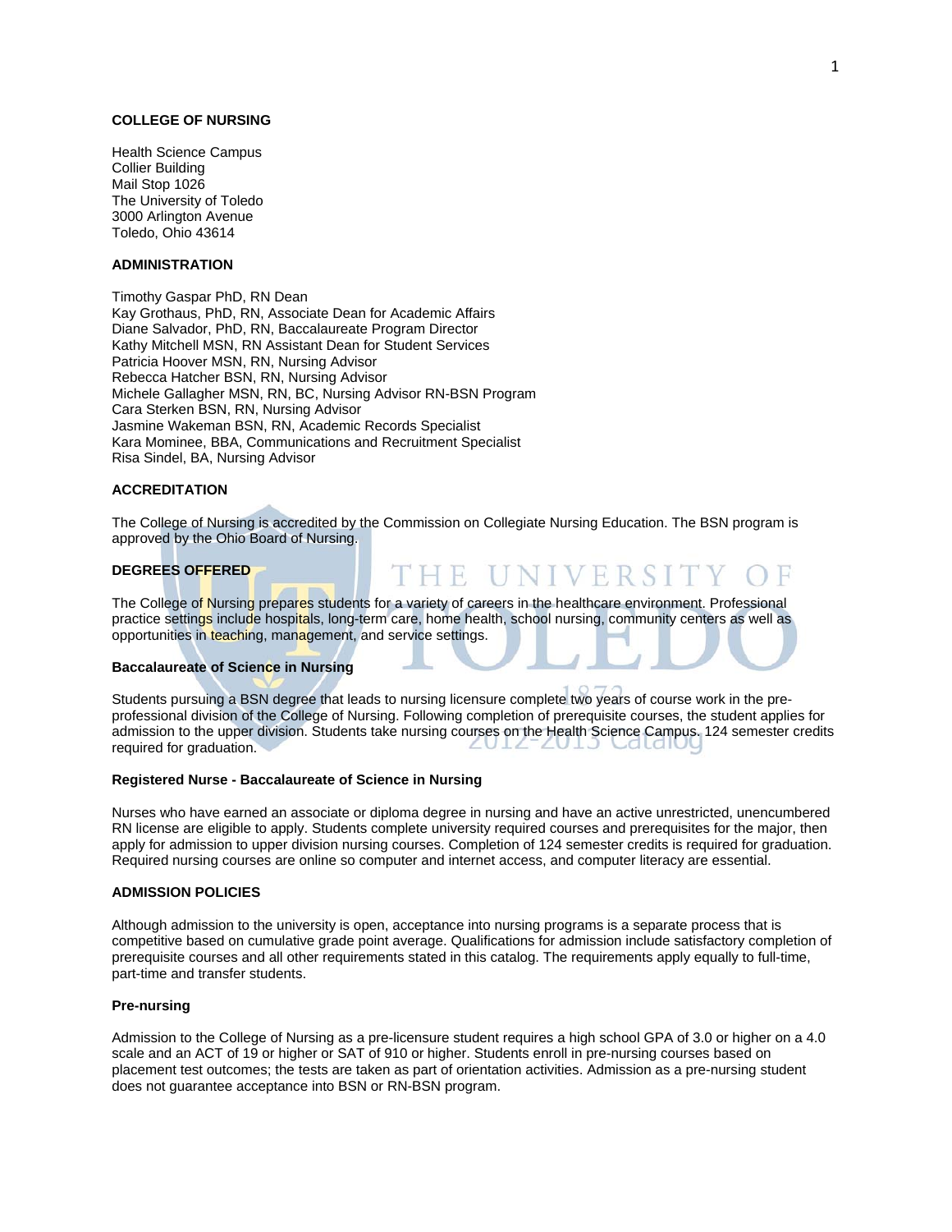# COLLEGE OF NURSING

Health Science Campus
Collier Building
Mail Stop 1026
The University of Toledo
3000 Arlington Avenue
Toledo, Ohio 43614

## ADMINISTRATION

Timothy Gaspar PhD, RN Dean
Kay Grothaus, PhD, RN, Associate Dean for Academic Affairs
Diane Salvador, PhD, RN, Baccalaureate Program Director
Kathy Mitchell MSN, RN Assistant Dean for Student Services
Patricia Hoover MSN, RN, Nursing Advisor
Rebecca Hatcher BSN, RN, Nursing Advisor
Michele Gallagher MSN, RN, BC, Nursing Advisor RN-BSN Program
Cara Sterken BSN, RN, Nursing Advisor
Jasmine Wakeman BSN, RN, Academic Records Specialist
Kara Mominee, BBA, Communications and Recruitment Specialist
Risa Sindel, BA, Nursing Advisor

## ACCREDITATION

The College of Nursing is accredited by the Commission on Collegiate Nursing Education. The BSN program is approved by the Ohio Board of Nursing.

## DEGREES OFFERED

The College of Nursing prepares students for a variety of careers in the healthcare environment. Professional practice settings include hospitals, long-term care, home health, school nursing, community centers as well as opportunities in teaching, management, and service settings.

### Baccalaureate of Science in Nursing

Students pursuing a BSN degree that leads to nursing licensure complete two years of course work in the pre-professional division of the College of Nursing. Following completion of prerequisite courses, the student applies for admission to the upper division. Students take nursing courses on the Health Science Campus. 124 semester credits required for graduation.

### Registered Nurse - Baccalaureate of Science in Nursing

Nurses who have earned an associate or diploma degree in nursing and have an active unrestricted, unencumbered RN license are eligible to apply. Students complete university required courses and prerequisites for the major, then apply for admission to upper division nursing courses. Completion of 124 semester credits is required for graduation. Required nursing courses are online so computer and internet access, and computer literacy are essential.

## ADMISSION POLICIES

Although admission to the university is open, acceptance into nursing programs is a separate process that is competitive based on cumulative grade point average. Qualifications for admission include satisfactory completion of prerequisite courses and all other requirements stated in this catalog. The requirements apply equally to full-time, part-time and transfer students.

### Pre-nursing

Admission to the College of Nursing as a pre-licensure student requires a high school GPA of 3.0 or higher on a 4.0 scale and an ACT of 19 or higher or SAT of 910 or higher. Students enroll in pre-nursing courses based on placement test outcomes; the tests are taken as part of orientation activities. Admission as a pre-nursing student does not guarantee acceptance into BSN or RN-BSN program.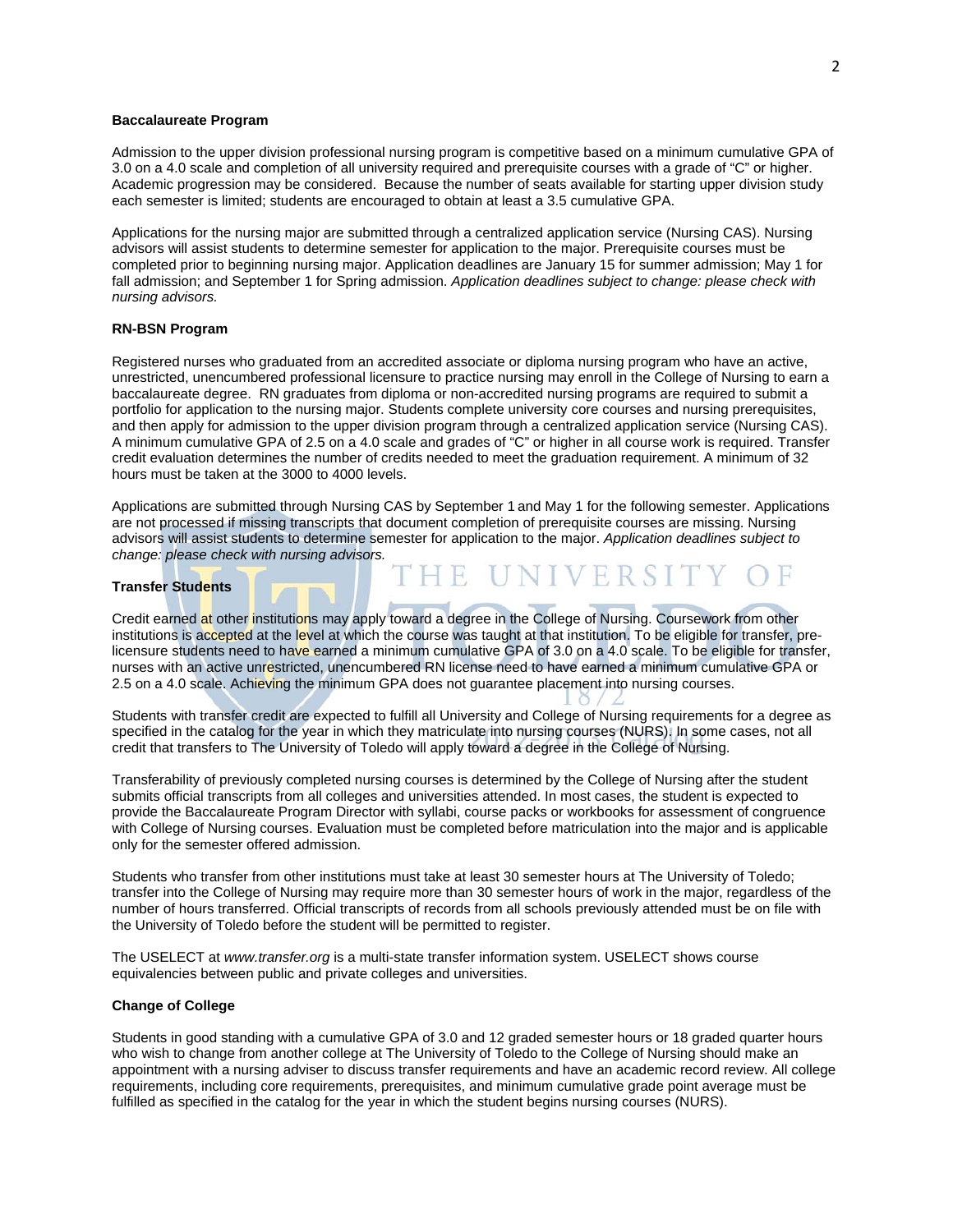### Baccalaureate Program

Admission to the upper division professional nursing program is competitive based on a minimum cumulative GPA of 3.0 on a 4.0 scale and completion of all university required and prerequisite courses with a grade of “C” or higher. Academic progression may be considered. Because the number of seats available for starting upper division study each semester is limited; students are encouraged to obtain at least a 3.5 cumulative GPA.

Applications for the nursing major are submitted through a centralized application service (Nursing CAS). Nursing advisors will assist students to determine semester for application to the major. Prerequisite courses must be completed prior to beginning nursing major. Application deadlines are January 15 for summer admission; May 1 for fall admission; and September 1 for Spring admission. *Application deadlines subject to change: please check with nursing advisors.*

### RN-BSN Program

Registered nurses who graduated from an accredited associate or diploma nursing program who have an active, unrestricted, unencumbered professional licensure to practice nursing may enroll in the College of Nursing to earn a baccalaureate degree. RN graduates from diploma or non-accredited nursing programs are required to submit a portfolio for application to the nursing major. Students complete university core courses and nursing prerequisites, and then apply for admission to the upper division program through a centralized application service (Nursing CAS). A minimum cumulative GPA of 2.5 on a 4.0 scale and grades of “C” or higher in all course work is required. Transfer credit evaluation determines the number of credits needed to meet the graduation requirement. A minimum of 32 hours must be taken at the 3000 to 4000 levels.

Applications are submitted through Nursing CAS by September 1 and May 1 for the following semester. Applications are not processed if missing transcripts that document completion of prerequisite courses are missing. Nursing advisors will assist students to determine semester for application to the major. *Application deadlines subject to change: please check with nursing advisors.*

### Transfer Students

Credit earned at other institutions may apply toward a degree in the College of Nursing. Coursework from other institutions is accepted at the level at which the course was taught at that institution. To be eligible for transfer, pre-licensure students need to have earned a minimum cumulative GPA of 3.0 on a 4.0 scale. To be eligible for transfer, nurses with an active unrestricted, unencumbered RN license need to have earned a minimum cumulative GPA or 2.5 on a 4.0 scale. Achieving the minimum GPA does not guarantee placement into nursing courses.

Students with transfer credit are expected to fulfill all University and College of Nursing requirements for a degree as specified in the catalog for the year in which they matriculate into nursing courses (NURS). In some cases, not all credit that transfers to The University of Toledo will apply toward a degree in the College of Nursing.

Transferability of previously completed nursing courses is determined by the College of Nursing after the student submits official transcripts from all colleges and universities attended. In most cases, the student is expected to provide the Baccalaureate Program Director with syllabi, course packs or workbooks for assessment of congruence with College of Nursing courses. Evaluation must be completed before matriculation into the major and is applicable only for the semester offered admission.

Students who transfer from other institutions must take at least 30 semester hours at The University of Toledo; transfer into the College of Nursing may require more than 30 semester hours of work in the major, regardless of the number of hours transferred. Official transcripts of records from all schools previously attended must be on file with the University of Toledo before the student will be permitted to register.

The USELECT at *www.transfer.org* is a multi-state transfer information system. USELECT shows course equivalencies between public and private colleges and universities.

### Change of College

Students in good standing with a cumulative GPA of 3.0 and 12 graded semester hours or 18 graded quarter hours who wish to change from another college at The University of Toledo to the College of Nursing should make an appointment with a nursing adviser to discuss transfer requirements and have an academic record review. All college requirements, including core requirements, prerequisites, and minimum cumulative grade point average must be fulfilled as specified in the catalog for the year in which the student begins nursing courses (NURS).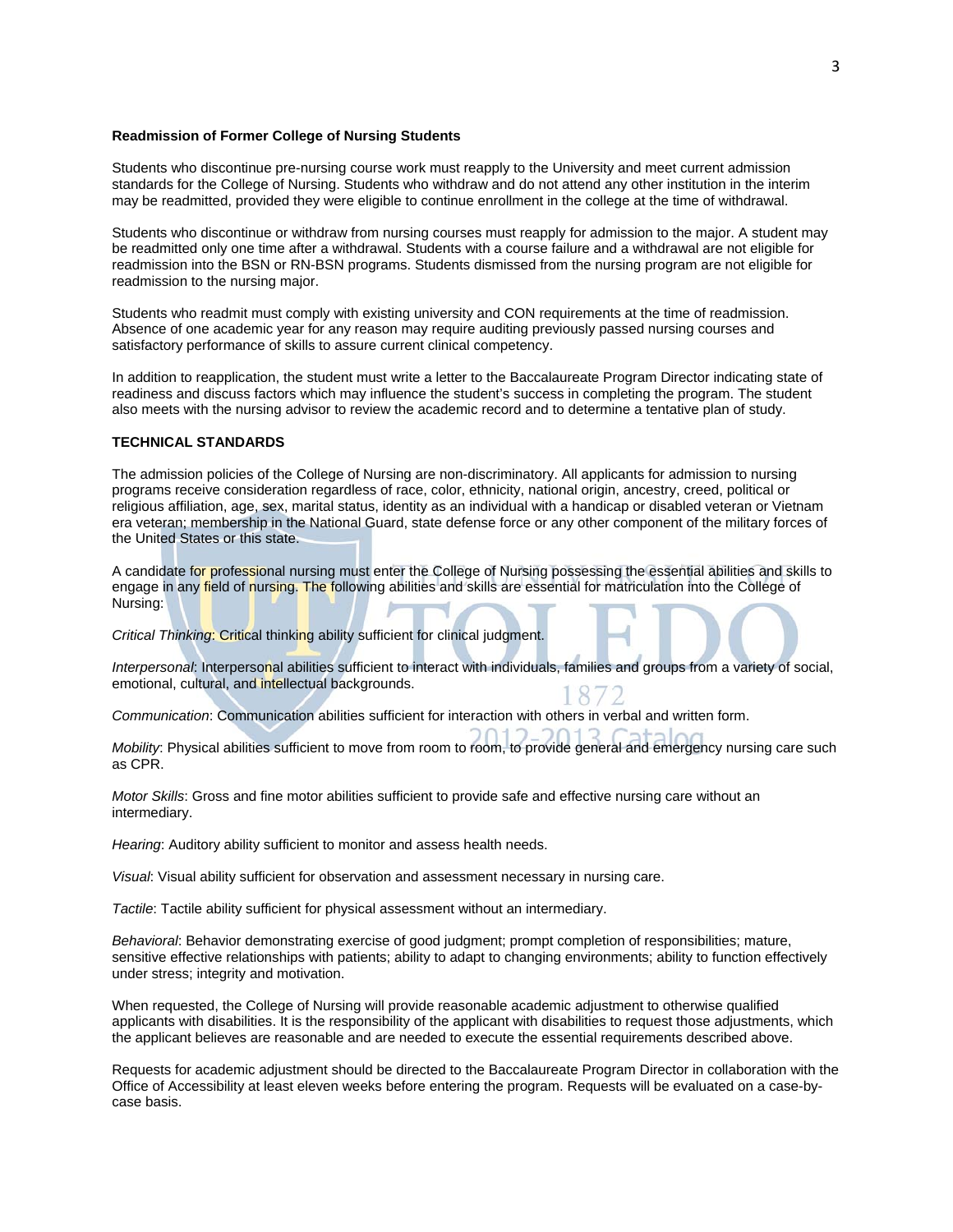**Readmission of Former College of Nursing Students**

Students who discontinue pre-nursing course work must reapply to the University and meet current admission standards for the College of Nursing. Students who withdraw and do not attend any other institution in the interim may be readmitted, provided they were eligible to continue enrollment in the college at the time of withdrawal.

Students who discontinue or withdraw from nursing courses must reapply for admission to the major. A student may be readmitted only one time after a withdrawal. Students with a course failure and a withdrawal are not eligible for readmission into the BSN or RN-BSN programs. Students dismissed from the nursing program are not eligible for readmission to the nursing major.

Students who readmit must comply with existing university and CON requirements at the time of readmission. Absence of one academic year for any reason may require auditing previously passed nursing courses and satisfactory performance of skills to assure current clinical competency.

In addition to reapplication, the student must write a letter to the Baccalaureate Program Director indicating state of readiness and discuss factors which may influence the student's success in completing the program. The student also meets with the nursing advisor to review the academic record and to determine a tentative plan of study.

**TECHNICAL STANDARDS**

The admission policies of the College of Nursing are non-discriminatory. All applicants for admission to nursing programs receive consideration regardless of race, color, ethnicity, national origin, ancestry, creed, political or religious affiliation, age, sex, marital status, identity as an individual with a handicap or disabled veteran or Vietnam era veteran; membership in the National Guard, state defense force or any other component of the military forces of the United States or this state.

A candidate for professional nursing must enter the College of Nursing possessing the essential abilities and skills to engage in any field of nursing. The following abilities and skills are essential for matriculation into the College of Nursing:

*Critical Thinking*: Critical thinking ability sufficient for clinical judgment.

*Interpersonal*: Interpersonal abilities sufficient to interact with individuals, families and groups from a variety of social, emotional, cultural, and intellectual backgrounds.

*Communication*: Communication abilities sufficient for interaction with others in verbal and written form.

*Mobility*: Physical abilities sufficient to move from room to room, to provide general and emergency nursing care such as CPR.

*Motor Skills*: Gross and fine motor abilities sufficient to provide safe and effective nursing care without an intermediary.

*Hearing*: Auditory ability sufficient to monitor and assess health needs.

*Visual*: Visual ability sufficient for observation and assessment necessary in nursing care.

*Tactile*: Tactile ability sufficient for physical assessment without an intermediary.

*Behavioral*: Behavior demonstrating exercise of good judgment; prompt completion of responsibilities; mature, sensitive effective relationships with patients; ability to adapt to changing environments; ability to function effectively under stress; integrity and motivation.

When requested, the College of Nursing will provide reasonable academic adjustment to otherwise qualified applicants with disabilities. It is the responsibility of the applicant with disabilities to request those adjustments, which the applicant believes are reasonable and are needed to execute the essential requirements described above.

Requests for academic adjustment should be directed to the Baccalaureate Program Director in collaboration with the Office of Accessibility at least eleven weeks before entering the program. Requests will be evaluated on a case-by-case basis.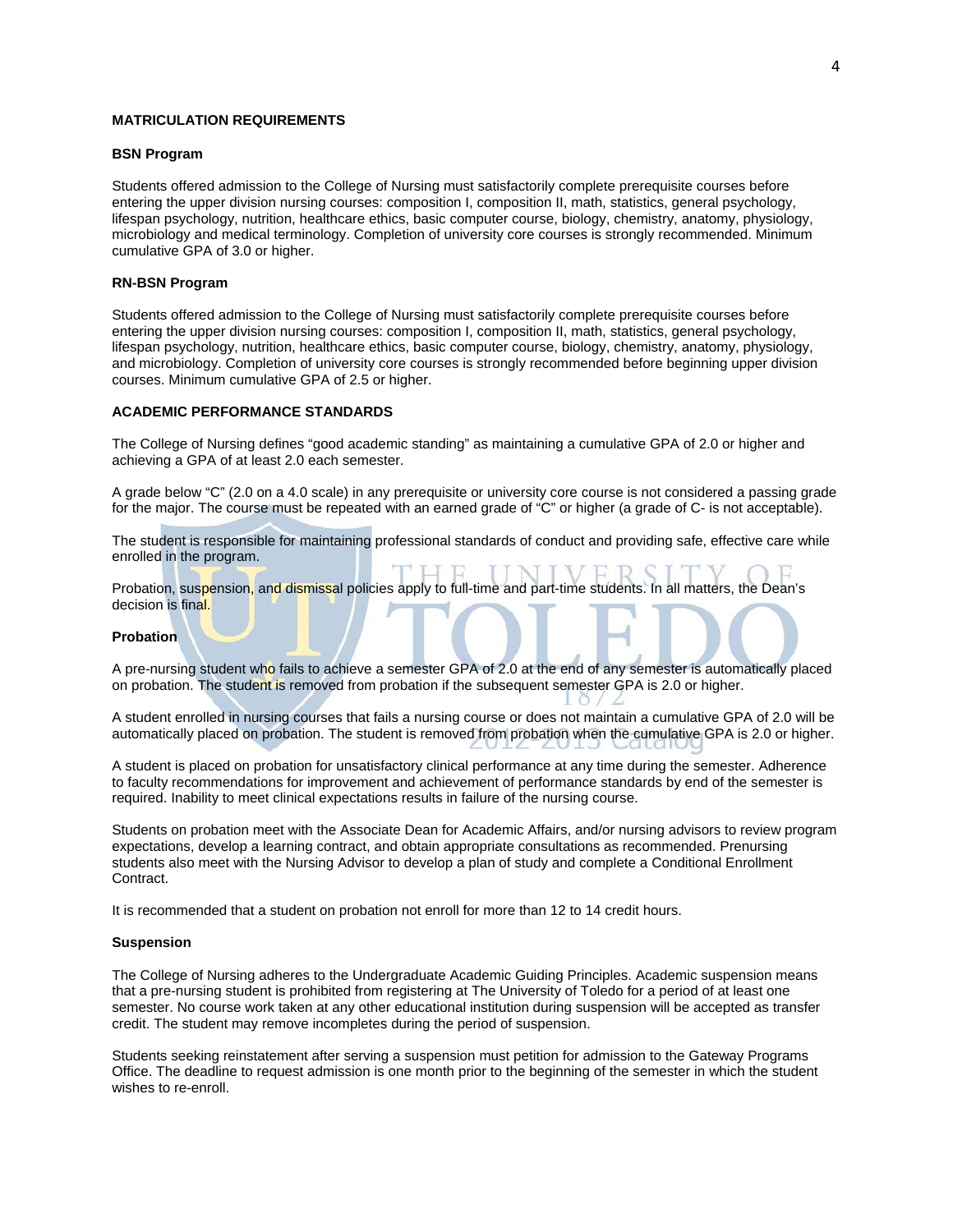## MATRICULATION REQUIREMENTS

### BSN Program

Students offered admission to the College of Nursing must satisfactorily complete prerequisite courses before entering the upper division nursing courses: composition I, composition II, math, statistics, general psychology, lifespan psychology, nutrition, healthcare ethics, basic computer course, biology, chemistry, anatomy, physiology, microbiology and medical terminology. Completion of university core courses is strongly recommended. Minimum cumulative GPA of 3.0 or higher.

### RN-BSN Program

Students offered admission to the College of Nursing must satisfactorily complete prerequisite courses before entering the upper division nursing courses: composition I, composition II, math, statistics, general psychology, lifespan psychology, nutrition, healthcare ethics, basic computer course, biology, chemistry, anatomy, physiology, and microbiology. Completion of university core courses is strongly recommended before beginning upper division courses. Minimum cumulative GPA of 2.5 or higher.

## ACADEMIC PERFORMANCE STANDARDS

The College of Nursing defines "good academic standing" as maintaining a cumulative GPA of 2.0 or higher and achieving a GPA of at least 2.0 each semester.

A grade below "C" (2.0 on a 4.0 scale) in any prerequisite or university core course is not considered a passing grade for the major. The course must be repeated with an earned grade of "C" or higher (a grade of C- is not acceptable).

The student is responsible for maintaining professional standards of conduct and providing safe, effective care while enrolled in the program.

Probation, suspension, and dismissal policies apply to full-time and part-time students. In all matters, the Dean's decision is final.

### Probation

A pre-nursing student who fails to achieve a semester GPA of 2.0 at the end of any semester is automatically placed on probation. The student is removed from probation if the subsequent semester GPA is 2.0 or higher.

A student enrolled in nursing courses that fails a nursing course or does not maintain a cumulative GPA of 2.0 will be automatically placed on probation. The student is removed from probation when the cumulative GPA is 2.0 or higher.

A student is placed on probation for unsatisfactory clinical performance at any time during the semester. Adherence to faculty recommendations for improvement and achievement of performance standards by end of the semester is required. Inability to meet clinical expectations results in failure of the nursing course.

Students on probation meet with the Associate Dean for Academic Affairs, and/or nursing advisors to review program expectations, develop a learning contract, and obtain appropriate consultations as recommended. Prenursing students also meet with the Nursing Advisor to develop a plan of study and complete a Conditional Enrollment Contract.

It is recommended that a student on probation not enroll for more than 12 to 14 credit hours.

### Suspension

The College of Nursing adheres to the Undergraduate Academic Guiding Principles. Academic suspension means that a pre-nursing student is prohibited from registering at The University of Toledo for a period of at least one semester. No course work taken at any other educational institution during suspension will be accepted as transfer credit. The student may remove incompletes during the period of suspension.

Students seeking reinstatement after serving a suspension must petition for admission to the Gateway Programs Office. The deadline to request admission is one month prior to the beginning of the semester in which the student wishes to re-enroll.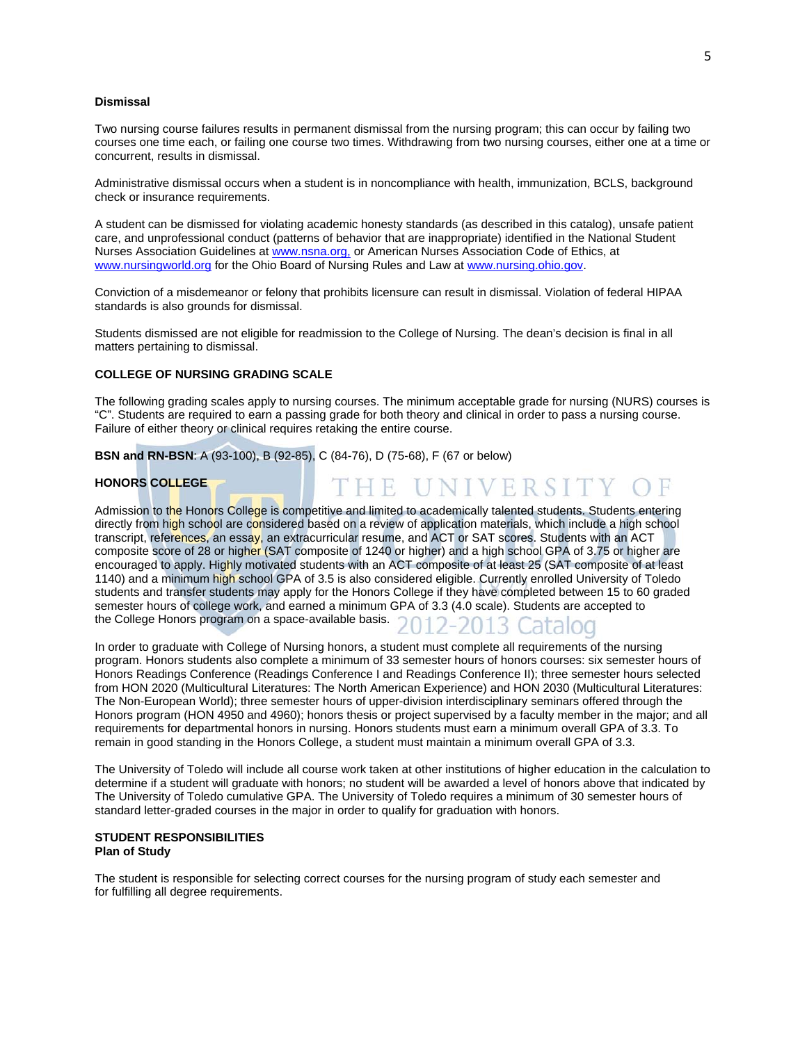**Dismissal**

Two nursing course failures results in permanent dismissal from the nursing program; this can occur by failing two courses one time each, or failing one course two times. Withdrawing from two nursing courses, either one at a time or concurrent, results in dismissal.

Administrative dismissal occurs when a student is in noncompliance with health, immunization, BCLS, background check or insurance requirements.

A student can be dismissed for violating academic honesty standards (as described in this catalog), unsafe patient care, and unprofessional conduct (patterns of behavior that are inappropriate) identified in the National Student Nurses Association Guidelines at www.nsna.org, or American Nurses Association Code of Ethics, at www.nursingworld.org for the Ohio Board of Nursing Rules and Law at www.nursing.ohio.gov.

Conviction of a misdemeanor or felony that prohibits licensure can result in dismissal. Violation of federal HIPAA standards is also grounds for dismissal.

Students dismissed are not eligible for readmission to the College of Nursing. The dean's decision is final in all matters pertaining to dismissal.

**COLLEGE OF NURSING GRADING SCALE**

The following grading scales apply to nursing courses. The minimum acceptable grade for nursing (NURS) courses is "C". Students are required to earn a passing grade for both theory and clinical in order to pass a nursing course. Failure of either theory or clinical requires retaking the entire course.

**BSN and RN-BSN**: A (93-100), B (92-85), C (84-76), D (75-68), F (67 or below)

**HONORS COLLEGE**

Admission to the Honors College is competitive and limited to academically talented students. Students entering directly from high school are considered based on a review of application materials, which include a high school transcript, references, an essay, an extracurricular resume, and ACT or SAT scores. Students with an ACT composite score of 28 or higher (SAT composite of 1240 or higher) and a high school GPA of 3.75 or higher are encouraged to apply. Highly motivated students with an ACT composite of at least 25 (SAT composite of at least 1140) and a minimum high school GPA of 3.5 is also considered eligible. Currently enrolled University of Toledo students and transfer students may apply for the Honors College if they have completed between 15 to 60 graded semester hours of college work, and earned a minimum GPA of 3.3 (4.0 scale). Students are accepted to the College Honors program on a space-available basis.

In order to graduate with College of Nursing honors, a student must complete all requirements of the nursing program. Honors students also complete a minimum of 33 semester hours of honors courses: six semester hours of Honors Readings Conference (Readings Conference I and Readings Conference II); three semester hours selected from HON 2020 (Multicultural Literatures: The North American Experience) and HON 2030 (Multicultural Literatures: The Non-European World); three semester hours of upper-division interdisciplinary seminars offered through the Honors program (HON 4950 and 4960); honors thesis or project supervised by a faculty member in the major; and all requirements for departmental honors in nursing. Honors students must earn a minimum overall GPA of 3.3. To remain in good standing in the Honors College, a student must maintain a minimum overall GPA of 3.3.

The University of Toledo will include all course work taken at other institutions of higher education in the calculation to determine if a student will graduate with honors; no student will be awarded a level of honors above that indicated by The University of Toledo cumulative GPA. The University of Toledo requires a minimum of 30 semester hours of standard letter-graded courses in the major in order to qualify for graduation with honors.

**STUDENT RESPONSIBILITIES**
**Plan of Study**

The student is responsible for selecting correct courses for the nursing program of study each semester and for fulfilling all degree requirements.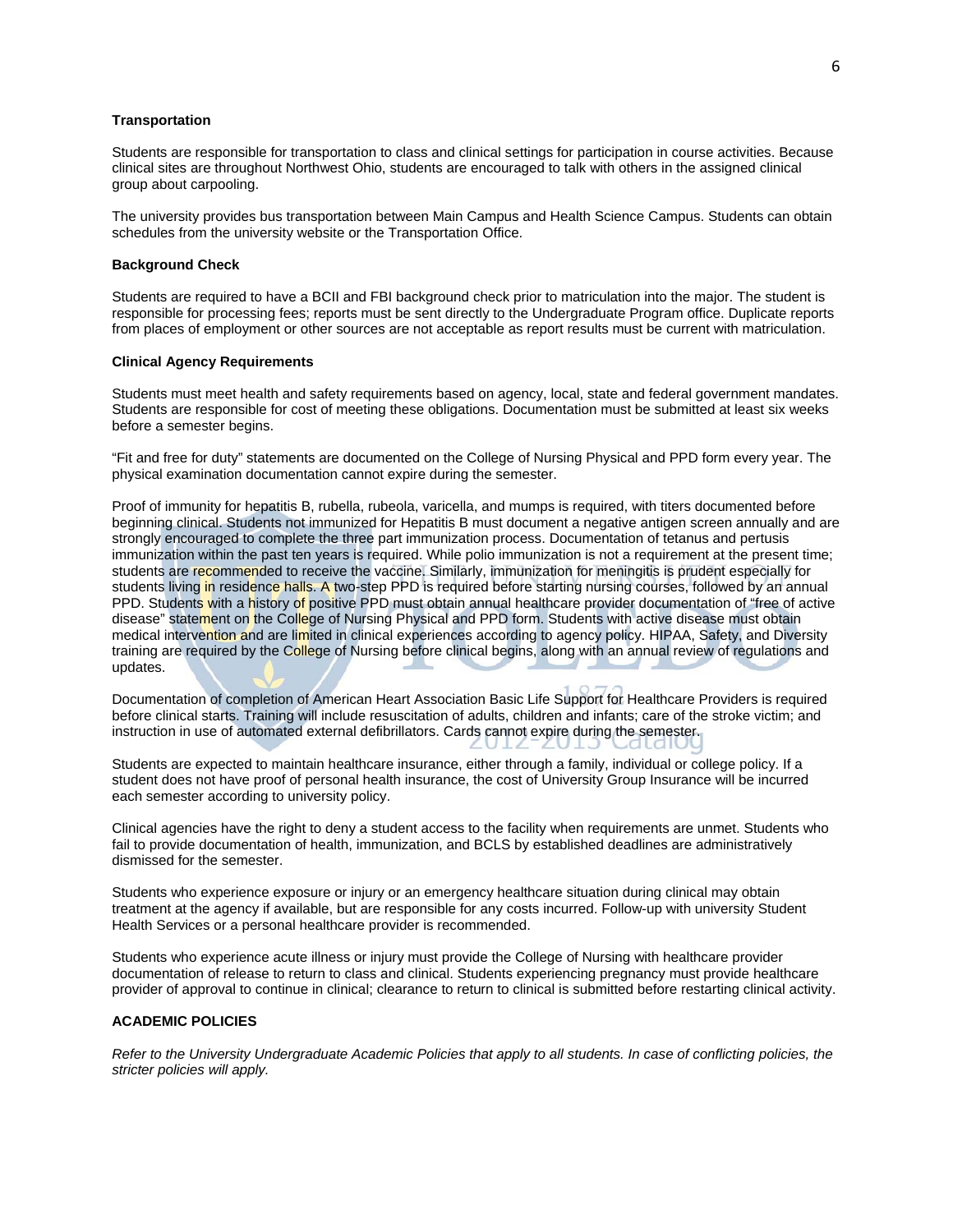**Transportation**

Students are responsible for transportation to class and clinical settings for participation in course activities. Because clinical sites are throughout Northwest Ohio, students are encouraged to talk with others in the assigned clinical group about carpooling.

The university provides bus transportation between Main Campus and Health Science Campus. Students can obtain schedules from the university website or the Transportation Office.

**Background Check**

Students are required to have a BCII and FBI background check prior to matriculation into the major. The student is responsible for processing fees; reports must be sent directly to the Undergraduate Program office. Duplicate reports from places of employment or other sources are not acceptable as report results must be current with matriculation.

**Clinical Agency Requirements**

Students must meet health and safety requirements based on agency, local, state and federal government mandates. Students are responsible for cost of meeting these obligations. Documentation must be submitted at least six weeks before a semester begins.

"Fit and free for duty" statements are documented on the College of Nursing Physical and PPD form every year. The physical examination documentation cannot expire during the semester.

Proof of immunity for hepatitis B, rubella, rubeola, varicella, and mumps is required, with titers documented before beginning clinical. Students not immunized for Hepatitis B must document a negative antigen screen annually and are strongly encouraged to complete the three part immunization process. Documentation of tetanus and pertusis immunization within the past ten years is required. While polio immunization is not a requirement at the present time; students are recommended to receive the vaccine. Similarly, immunization for meningitis is prudent especially for students living in residence halls. A two-step PPD is required before starting nursing courses, followed by an annual PPD. Students with a history of positive PPD must obtain annual healthcare provider documentation of "free of active disease" statement on the College of Nursing Physical and PPD form. Students with active disease must obtain medical intervention and are limited in clinical experiences according to agency policy. HIPAA, Safety, and Diversity training are required by the College of Nursing before clinical begins, along with an annual review of regulations and updates.

Documentation of completion of American Heart Association Basic Life Support for Healthcare Providers is required before clinical starts. Training will include resuscitation of adults, children and infants; care of the stroke victim; and instruction in use of automated external defibrillators. Cards cannot expire during the semester.

Students are expected to maintain healthcare insurance, either through a family, individual or college policy. If a student does not have proof of personal health insurance, the cost of University Group Insurance will be incurred each semester according to university policy.

Clinical agencies have the right to deny a student access to the facility when requirements are unmet. Students who fail to provide documentation of health, immunization, and BCLS by established deadlines are administratively dismissed for the semester.

Students who experience exposure or injury or an emergency healthcare situation during clinical may obtain treatment at the agency if available, but are responsible for any costs incurred. Follow-up with university Student Health Services or a personal healthcare provider is recommended.

Students who experience acute illness or injury must provide the College of Nursing with healthcare provider documentation of release to return to class and clinical. Students experiencing pregnancy must provide healthcare provider of approval to continue in clinical; clearance to return to clinical is submitted before restarting clinical activity.

**ACADEMIC POLICIES**

*Refer to the University Undergraduate Academic Policies that apply to all students. In case of conflicting policies, the stricter policies will apply.*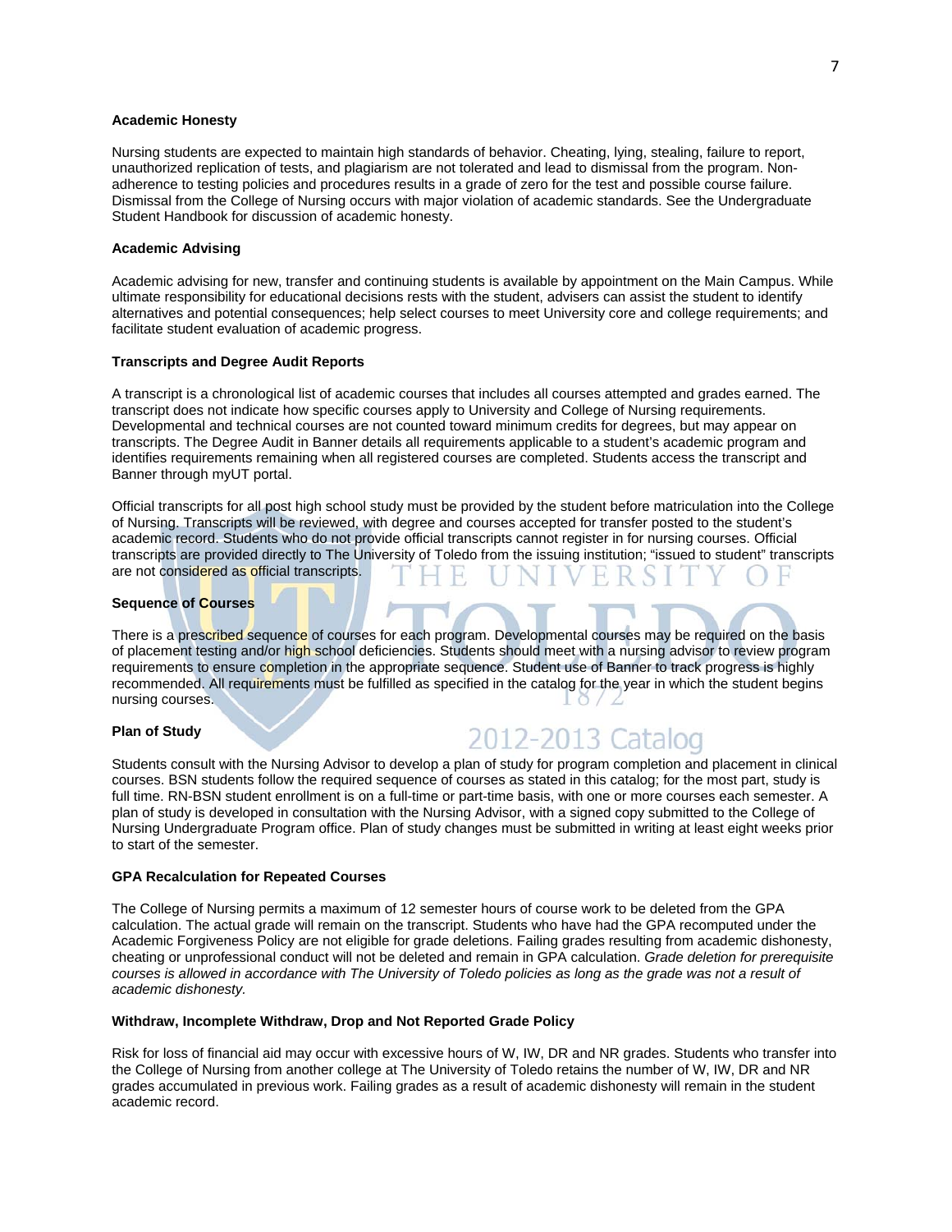**Academic Honesty**

Nursing students are expected to maintain high standards of behavior. Cheating, lying, stealing, failure to report, unauthorized replication of tests, and plagiarism are not tolerated and lead to dismissal from the program. Non-adherence to testing policies and procedures results in a grade of zero for the test and possible course failure. Dismissal from the College of Nursing occurs with major violation of academic standards. See the Undergraduate Student Handbook for discussion of academic honesty.

**Academic Advising**

Academic advising for new, transfer and continuing students is available by appointment on the Main Campus. While ultimate responsibility for educational decisions rests with the student, advisers can assist the student to identify alternatives and potential consequences; help select courses to meet University core and college requirements; and facilitate student evaluation of academic progress.

**Transcripts and Degree Audit Reports**

A transcript is a chronological list of academic courses that includes all courses attempted and grades earned. The transcript does not indicate how specific courses apply to University and College of Nursing requirements. Developmental and technical courses are not counted toward minimum credits for degrees, but may appear on transcripts. The Degree Audit in Banner details all requirements applicable to a student's academic program and identifies requirements remaining when all registered courses are completed. Students access the transcript and Banner through myUT portal.

Official transcripts for all post high school study must be provided by the student before matriculation into the College of Nursing. Transcripts will be reviewed, with degree and courses accepted for transfer posted to the student's academic record. Students who do not provide official transcripts cannot register in for nursing courses. Official transcripts are provided directly to The University of Toledo from the issuing institution; "issued to student" transcripts are not considered as official transcripts.

**Sequence of Courses**

There is a prescribed sequence of courses for each program. Developmental courses may be required on the basis of placement testing and/or high school deficiencies. Students should meet with a nursing advisor to review program requirements to ensure completion in the appropriate sequence. Student use of Banner to track progress is highly recommended. All requirements must be fulfilled as specified in the catalog for the year in which the student begins nursing courses.

**Plan of Study**

Students consult with the Nursing Advisor to develop a plan of study for program completion and placement in clinical courses. BSN students follow the required sequence of courses as stated in this catalog; for the most part, study is full time. RN-BSN student enrollment is on a full-time or part-time basis, with one or more courses each semester. A plan of study is developed in consultation with the Nursing Advisor, with a signed copy submitted to the College of Nursing Undergraduate Program office. Plan of study changes must be submitted in writing at least eight weeks prior to start of the semester.

**GPA Recalculation for Repeated Courses**

The College of Nursing permits a maximum of 12 semester hours of course work to be deleted from the GPA calculation. The actual grade will remain on the transcript. Students who have had the GPA recomputed under the Academic Forgiveness Policy are not eligible for grade deletions. Failing grades resulting from academic dishonesty, cheating or unprofessional conduct will not be deleted and remain in GPA calculation. *Grade deletion for prerequisite courses is allowed in accordance with The University of Toledo policies as long as the grade was not a result of academic dishonesty.*

**Withdraw, Incomplete Withdraw, Drop and Not Reported Grade Policy**

Risk for loss of financial aid may occur with excessive hours of W, IW, DR and NR grades. Students who transfer into the College of Nursing from another college at The University of Toledo retains the number of W, IW, DR and NR grades accumulated in previous work. Failing grades as a result of academic dishonesty will remain in the student academic record.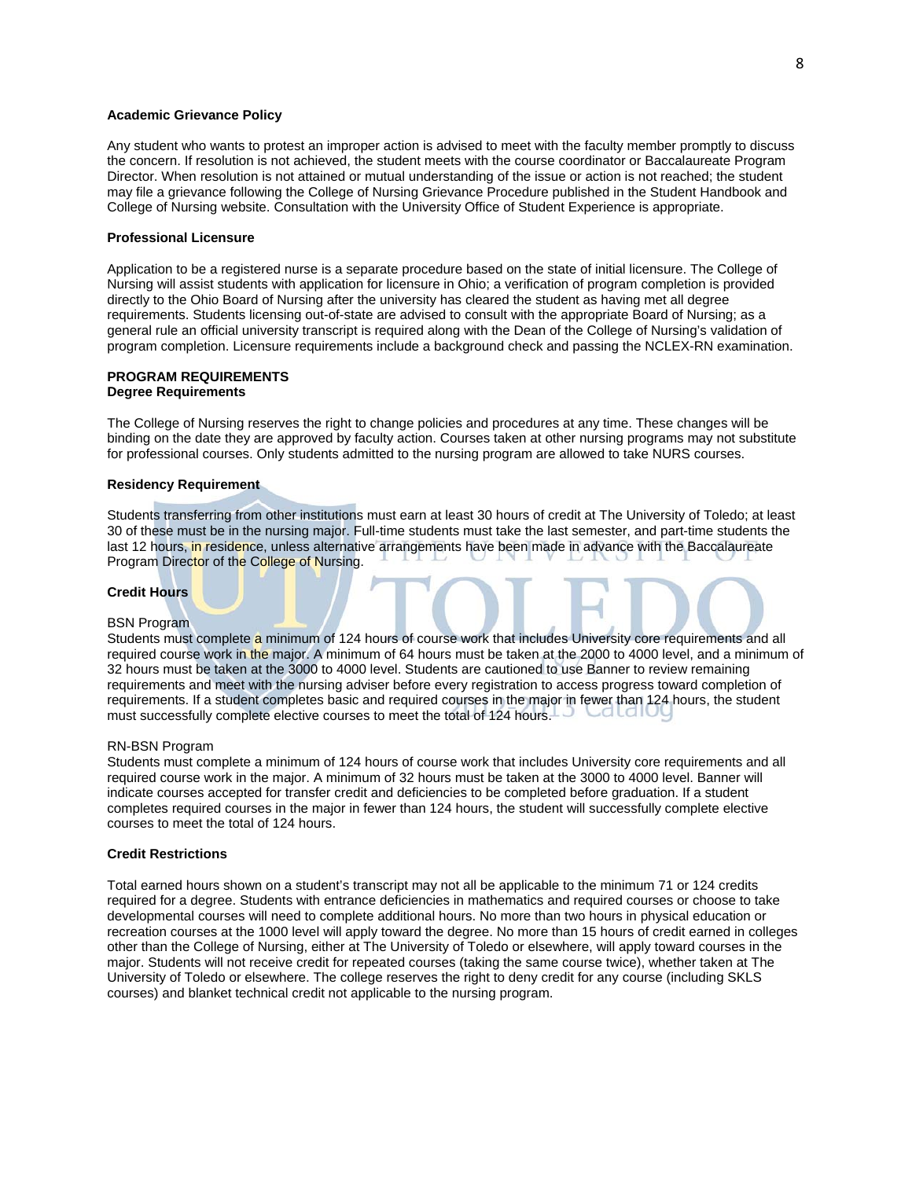**Academic Grievance Policy**

Any student who wants to protest an improper action is advised to meet with the faculty member promptly to discuss the concern. If resolution is not achieved, the student meets with the course coordinator or Baccalaureate Program Director. When resolution is not attained or mutual understanding of the issue or action is not reached; the student may file a grievance following the College of Nursing Grievance Procedure published in the Student Handbook and College of Nursing website. Consultation with the University Office of Student Experience is appropriate.

**Professional Licensure**

Application to be a registered nurse is a separate procedure based on the state of initial licensure. The College of Nursing will assist students with application for licensure in Ohio; a verification of program completion is provided directly to the Ohio Board of Nursing after the university has cleared the student as having met all degree requirements. Students licensing out-of-state are advised to consult with the appropriate Board of Nursing; as a general rule an official university transcript is required along with the Dean of the College of Nursing's validation of program completion. Licensure requirements include a background check and passing the NCLEX-RN examination.

## PROGRAM REQUIREMENTS

### Degree Requirements

The College of Nursing reserves the right to change policies and procedures at any time. These changes will be binding on the date they are approved by faculty action. Courses taken at other nursing programs may not substitute for professional courses. Only students admitted to the nursing program are allowed to take NURS courses.

**Residency Requirement**

Students transferring from other institutions must earn at least 30 hours of credit at The University of Toledo; at least 30 of these must be in the nursing major. Full-time students must take the last semester, and part-time students the last 12 hours, in residence, unless alternative arrangements have been made in advance with the Baccalaureate Program Director of the College of Nursing.

**Credit Hours**

BSN Program
Students must complete a minimum of 124 hours of course work that includes University core requirements and all required course work in the major. A minimum of 64 hours must be taken at the 2000 to 4000 level, and a minimum of 32 hours must be taken at the 3000 to 4000 level. Students are cautioned to use Banner to review remaining requirements and meet with the nursing adviser before every registration to access progress toward completion of requirements. If a student completes basic and required courses in the major in fewer than 124 hours, the student must successfully complete elective courses to meet the total of 124 hours.

RN-BSN Program
Students must complete a minimum of 124 hours of course work that includes University core requirements and all required course work in the major. A minimum of 32 hours must be taken at the 3000 to 4000 level. Banner will indicate courses accepted for transfer credit and deficiencies to be completed before graduation. If a student completes required courses in the major in fewer than 124 hours, the student will successfully complete elective courses to meet the total of 124 hours.

**Credit Restrictions**

Total earned hours shown on a student's transcript may not all be applicable to the minimum 71 or 124 credits required for a degree. Students with entrance deficiencies in mathematics and required courses or choose to take developmental courses will need to complete additional hours. No more than two hours in physical education or recreation courses at the 1000 level will apply toward the degree. No more than 15 hours of credit earned in colleges other than the College of Nursing, either at The University of Toledo or elsewhere, will apply toward courses in the major. Students will not receive credit for repeated courses (taking the same course twice), whether taken at The University of Toledo or elsewhere. The college reserves the right to deny credit for any course (including SKLS courses) and blanket technical credit not applicable to the nursing program.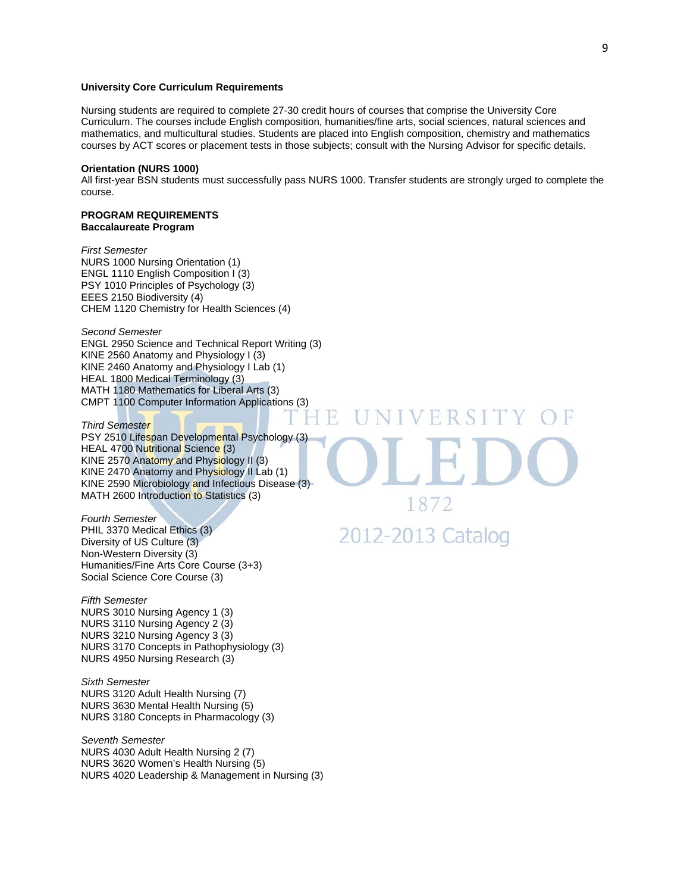**University Core Curriculum Requirements**

Nursing students are required to complete 27-30 credit hours of courses that comprise the University Core Curriculum. The courses include English composition, humanities/fine arts, social sciences, natural sciences and mathematics, and multicultural studies. Students are placed into English composition, chemistry and mathematics courses by ACT scores or placement tests in those subjects; consult with the Nursing Advisor for specific details.

**Orientation (NURS 1000)**

All first-year BSN students must successfully pass NURS 1000. Transfer students are strongly urged to complete the course.

**PROGRAM REQUIREMENTS**
**Baccalaureate Program**

*First Semester*
NURS 1000 Nursing Orientation (1)
ENGL 1110 English Composition I (3)
PSY 1010 Principles of Psychology (3)
EEES 2150 Biodiversity (4)
CHEM 1120 Chemistry for Health Sciences (4)

*Second Semester*
ENGL 2950 Science and Technical Report Writing (3)
KINE 2560 Anatomy and Physiology I (3)
KINE 2460 Anatomy and Physiology I Lab (1)
HEAL 1800 Medical Terminology (3)
MATH 1180 Mathematics for Liberal Arts (3)
CMPT 1100 Computer Information Applications (3)

*Third Semester*
PSY 2510 Lifespan Developmental Psychology (3)
HEAL 4700 Nutritional Science (3)
KINE 2570 Anatomy and Physiology II (3)
KINE 2470 Anatomy and Physiology II Lab (1)
KINE 2590 Microbiology and Infectious Disease (3)
MATH 2600 Introduction to Statistics (3)

*Fourth Semester*
PHIL 3370 Medical Ethics (3)
Diversity of US Culture (3)
Non-Western Diversity (3)
Humanities/Fine Arts Core Course (3+3)
Social Science Core Course (3)

*Fifth Semester*
NURS 3010 Nursing Agency 1 (3)
NURS 3110 Nursing Agency 2 (3)
NURS 3210 Nursing Agency 3 (3)
NURS 3170 Concepts in Pathophysiology (3)
NURS 4950 Nursing Research (3)

*Sixth Semester*
NURS 3120 Adult Health Nursing (7)
NURS 3630 Mental Health Nursing (5)
NURS 3180 Concepts in Pharmacology (3)

*Seventh Semester*
NURS 4030 Adult Health Nursing 2 (7)
NURS 3620 Women's Health Nursing (5)
NURS 4020 Leadership & Management in Nursing (3)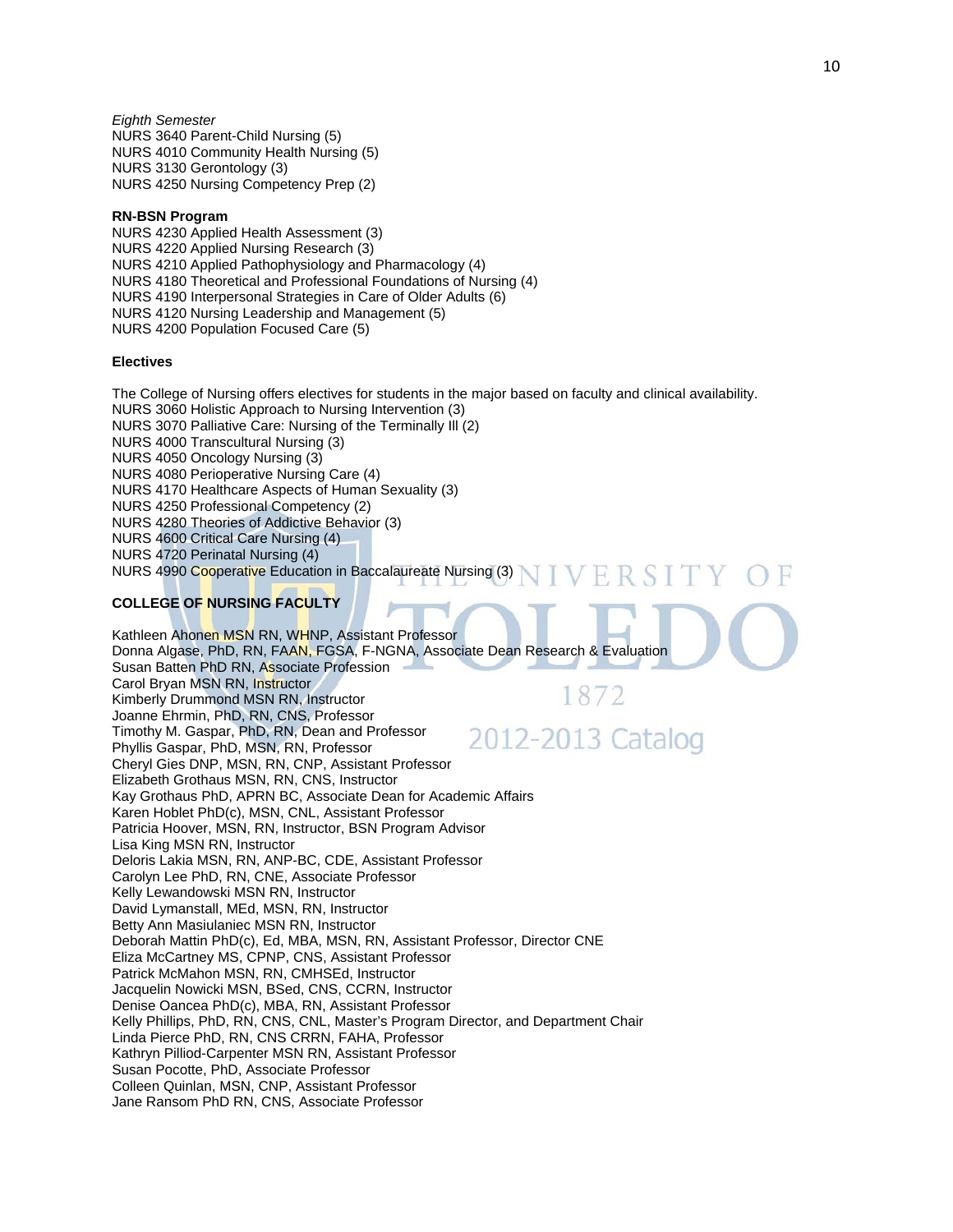*Eighth Semester*
NURS 3640 Parent-Child Nursing (5)
NURS 4010 Community Health Nursing (5)
NURS 3130 Gerontology (3)
NURS 4250 Nursing Competency Prep (2)

**RN-BSN Program**
NURS 4230 Applied Health Assessment (3)
NURS 4220 Applied Nursing Research (3)
NURS 4210 Applied Pathophysiology and Pharmacology (4)
NURS 4180 Theoretical and Professional Foundations of Nursing (4)
NURS 4190 Interpersonal Strategies in Care of Older Adults (6)
NURS 4120 Nursing Leadership and Management (5)
NURS 4200 Population Focused Care (5)

**Electives**

The College of Nursing offers electives for students in the major based on faculty and clinical availability.
NURS 3060 Holistic Approach to Nursing Intervention (3)
NURS 3070 Palliative Care: Nursing of the Terminally Ill (2)
NURS 4000 Transcultural Nursing (3)
NURS 4050 Oncology Nursing (3)
NURS 4080 Perioperative Nursing Care (4)
NURS 4170 Healthcare Aspects of Human Sexuality (3)
NURS 4250 Professional Competency (2)
NURS 4280 Theories of Addictive Behavior (3)
NURS 4600 Critical Care Nursing (4)
NURS 4720 Perinatal Nursing (4)
NURS 4990 Cooperative Education in Baccalaureate Nursing (3)

**COLLEGE OF NURSING FACULTY**

Kathleen Ahonen MSN RN, WHNP, Assistant Professor
Donna Algase, PhD, RN, FAAN, FGSA, F-NGNA, Associate Dean Research & Evaluation
Susan Batten PhD RN, Associate Profession
Carol Bryan MSN RN, Instructor
Kimberly Drummond MSN RN, Instructor
Joanne Ehrmin, PhD, RN, CNS, Professor
Timothy M. Gaspar, PhD, RN, Dean and Professor
Phyllis Gaspar, PhD, MSN, RN, Professor
Cheryl Gies DNP, MSN, RN, CNP, Assistant Professor
Elizabeth Grothaus MSN, RN, CNS, Instructor
Kay Grothaus PhD, APRN BC, Associate Dean for Academic Affairs
Karen Hoblet PhD(c), MSN, CNL, Assistant Professor
Patricia Hoover, MSN, RN, Instructor, BSN Program Advisor
Lisa King MSN RN, Instructor
Deloris Lakia MSN, RN, ANP-BC, CDE, Assistant Professor
Carolyn Lee PhD, RN, CNE, Associate Professor
Kelly Lewandowski MSN RN, Instructor
David Lymanstall, MEd, MSN, RN, Instructor
Betty Ann Masiulaniec MSN RN, Instructor
Deborah Mattin PhD(c), Ed, MBA, MSN, RN, Assistant Professor, Director CNE
Eliza McCartney MS, CPNP, CNS, Assistant Professor
Patrick McMahon MSN, RN, CMHSEd, Instructor
Jacquelin Nowicki MSN, BSed, CNS, CCRN, Instructor
Denise Oancea PhD(c), MBA, RN, Assistant Professor
Kelly Phillips, PhD, RN, CNS, CNL, Master's Program Director, and Department Chair
Linda Pierce PhD, RN, CNS CRRN, FAHA, Professor
Kathryn Pilliod-Carpenter MSN RN, Assistant Professor
Susan Pocotte, PhD, Associate Professor
Colleen Quinlan, MSN, CNP, Assistant Professor
Jane Ransom PhD RN, CNS, Associate Professor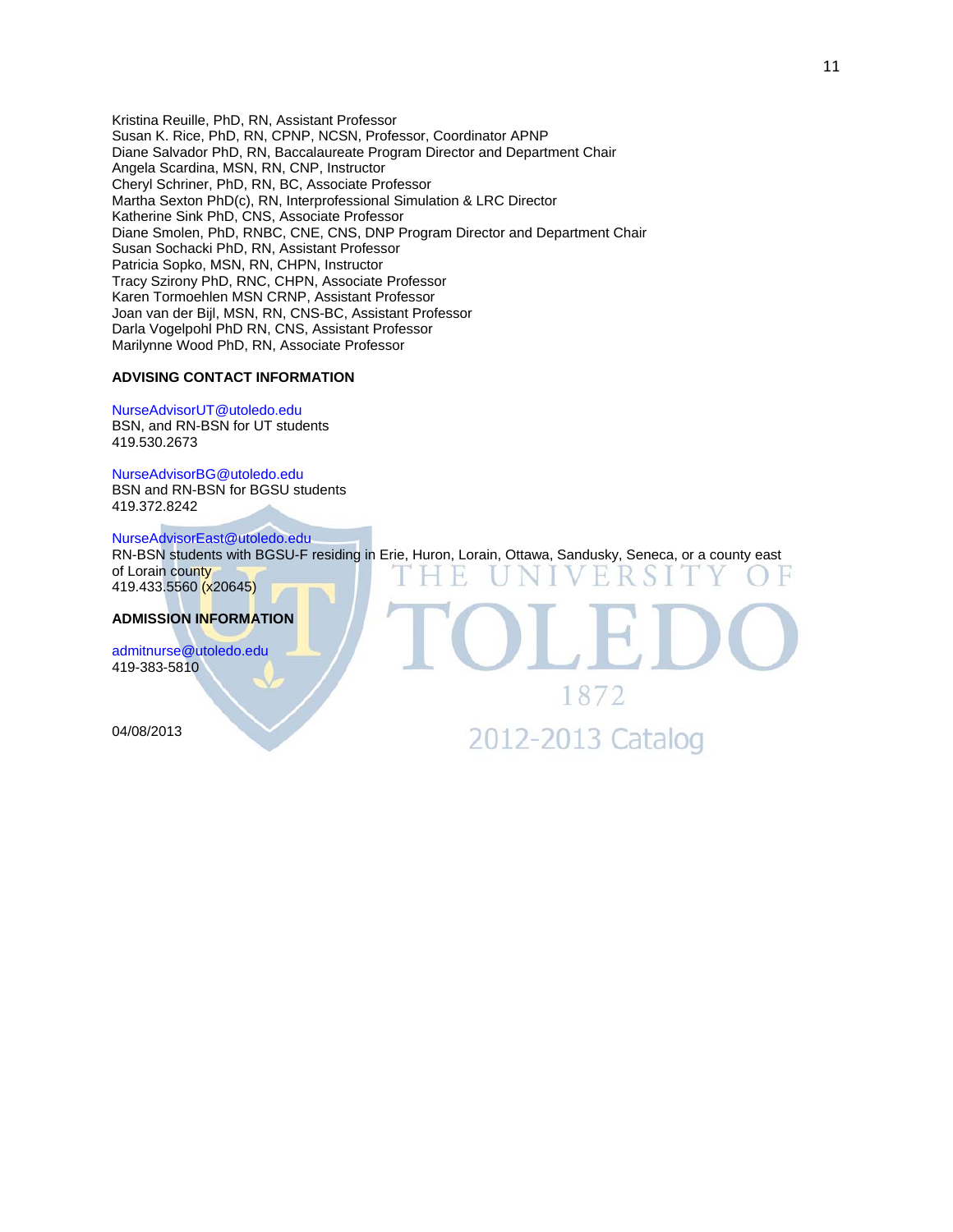Kristina Reuille, PhD, RN, Assistant Professor
Susan K. Rice, PhD, RN, CPNP, NCSN, Professor, Coordinator APNP
Diane Salvador PhD, RN, Baccalaureate Program Director and Department Chair
Angela Scardina, MSN, RN, CNP, Instructor
Cheryl Schriner, PhD, RN, BC, Associate Professor
Martha Sexton PhD(c), RN, Interprofessional Simulation & LRC Director
Katherine Sink PhD, CNS, Associate Professor
Diane Smolen, PhD, RNBC, CNE, CNS, DNP Program Director and Department Chair
Susan Sochacki PhD, RN, Assistant Professor
Patricia Sopko, MSN, RN, CHPN, Instructor
Tracy Szirony PhD, RNC, CHPN, Associate Professor
Karen Tormoehlen MSN CRNP, Assistant Professor
Joan van der Bijl, MSN, RN, CNS-BC, Assistant Professor
Darla Vogelpohl PhD RN, CNS, Assistant Professor
Marilynne Wood PhD, RN, Associate Professor

**ADVISING CONTACT INFORMATION**

NurseAdvisorUT@utoledo.edu
BSN, and RN-BSN for UT students
419.530.2673

NurseAdvisorBG@utoledo.edu
BSN and RN-BSN for BGSU students
419.372.8242

NurseAdvisorEast@utoledo.edu
RN-BSN students with BGSU-F residing in Erie, Huron, Lorain, Ottawa, Sandusky, Seneca, or a county east of Lorain county
419.433.5560 (x20645)

**ADMISSION INFORMATION**

admitnurse@utoledo.edu
419-383-5810

04/08/2013